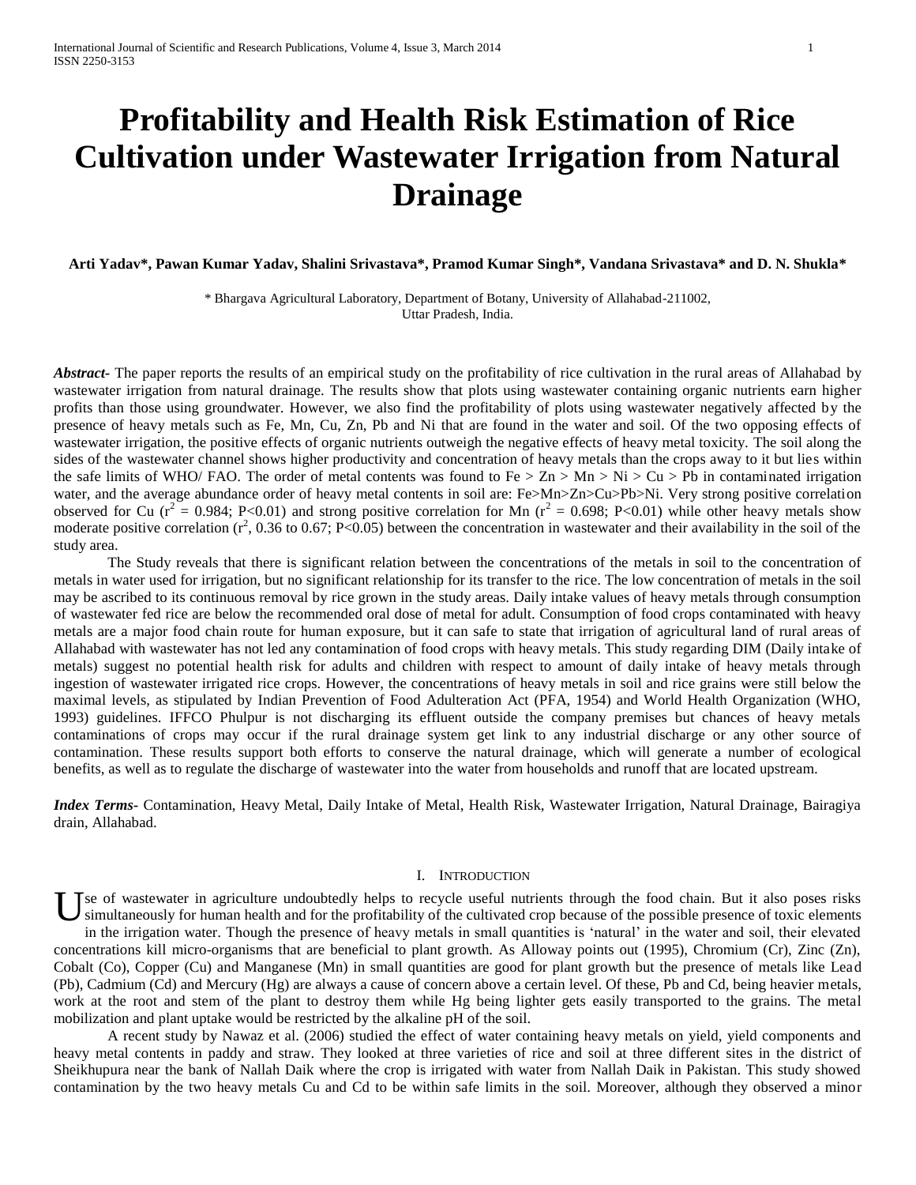# Profitability and Health Risk Estimation of Rice Cultivation under Wastewater Irrigation from Natural Drainage

**Arti Yadav*, Pawan Kumar Yadav, Shalini Srivastava*, Pramod Kumar Singh*, Vandana Srivastava* and D. N. Shukla***

\* Bhargava Agricultural Laboratory, Department of Botany, University of Allahabad-211002, Uttar Pradesh, India.

***Abstract-*** The paper reports the results of an empirical study on the profitability of rice cultivation in the rural areas of Allahabad by wastewater irrigation from natural drainage. The results show that plots using wastewater containing organic nutrients earn higher profits than those using groundwater. However, we also find the profitability of plots using wastewater negatively affected by the presence of heavy metals such as Fe, Mn, Cu, Zn, Pb and Ni that are found in the water and soil. Of the two opposing effects of wastewater irrigation, the positive effects of organic nutrients outweigh the negative effects of heavy metal toxicity. The soil along the sides of the wastewater channel shows higher productivity and concentration of heavy metals than the crops away to it but lies within the safe limits of WHO/ FAO. The order of metal contents was found to Fe > Zn > Mn > Ni > Cu > Pb in contaminated irrigation water, and the average abundance order of heavy metal contents in soil are: Fe>Mn>Zn>Cu>Pb>Ni. Very strong positive correlation observed for Cu ($r^2$ = 0.984; P<0.01) and strong positive correlation for Mn ($r^2$ = 0.698; P<0.01) while other heavy metals show moderate positive correlation ($r^2$, 0.36 to 0.67; P<0.05) between the concentration in wastewater and their availability in the soil of the study area.

The Study reveals that there is significant relation between the concentrations of the metals in soil to the concentration of metals in water used for irrigation, but no significant relationship for its transfer to the rice. The low concentration of metals in the soil may be ascribed to its continuous removal by rice grown in the study areas. Daily intake values of heavy metals through consumption of wastewater fed rice are below the recommended oral dose of metal for adult. Consumption of food crops contaminated with heavy metals are a major food chain route for human exposure, but it can safe to state that irrigation of agricultural land of rural areas of Allahabad with wastewater has not led any contamination of food crops with heavy metals. This study regarding DIM (Daily intake of metals) suggest no potential health risk for adults and children with respect to amount of daily intake of heavy metals through ingestion of wastewater irrigated rice crops. However, the concentrations of heavy metals in soil and rice grains were still below the maximal levels, as stipulated by Indian Prevention of Food Adulteration Act (PFA, 1954) and World Health Organization (WHO, 1993) guidelines. IFFCO Phulpur is not discharging its effluent outside the company premises but chances of heavy metals contaminations of crops may occur if the rural drainage system get link to any industrial discharge or any other source of contamination. These results support both efforts to conserve the natural drainage, which will generate a number of ecological benefits, as well as to regulate the discharge of wastewater into the water from households and runoff that are located upstream.

***Index Terms-*** Contamination, Heavy Metal, Daily Intake of Metal, Health Risk, Wastewater Irrigation, Natural Drainage, Bairagiya drain, Allahabad.

## I. Introduction

Use of wastewater in agriculture undoubtedly helps to recycle useful nutrients through the food chain. But it also poses risks simultaneously for human health and for the profitability of the cultivated crop because of the possible presence of toxic elements in the irrigation water. Though the presence of heavy metals in small quantities is 'natural' in the water and soil, their elevated concentrations kill micro-organisms that are beneficial to plant growth. As Alloway points out (1995), Chromium (Cr), Zinc (Zn), Cobalt (Co), Copper (Cu) and Manganese (Mn) in small quantities are good for plant growth but the presence of metals like Lead (Pb), Cadmium (Cd) and Mercury (Hg) are always a cause of concern above a certain level. Of these, Pb and Cd, being heavier metals, work at the root and stem of the plant to destroy them while Hg being lighter gets easily transported to the grains. The metal mobilization and plant uptake would be restricted by the alkaline pH of the soil.

A recent study by Nawaz et al. (2006) studied the effect of water containing heavy metals on yield, yield components and heavy metal contents in paddy and straw. They looked at three varieties of rice and soil at three different sites in the district of Sheikhupura near the bank of Nallah Daik where the crop is irrigated with water from Nallah Daik in Pakistan. This study showed contamination by the two heavy metals Cu and Cd to be within safe limits in the soil. Moreover, although they observed a minor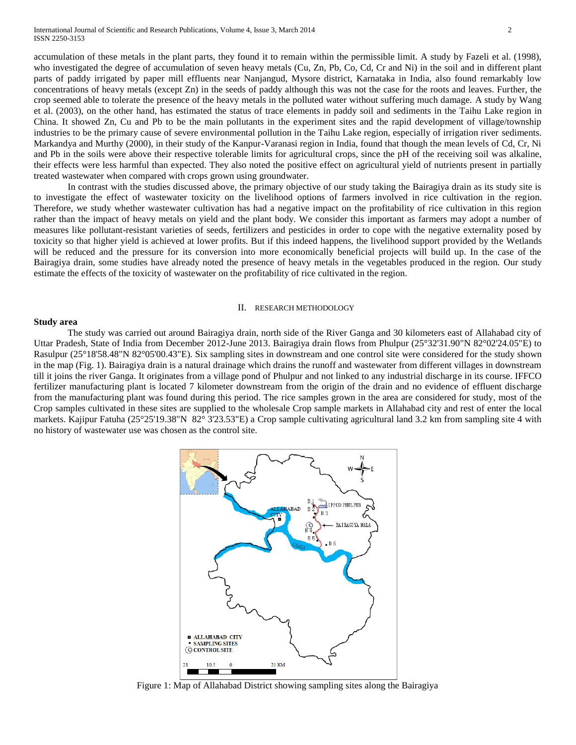accumulation of these metals in the plant parts, they found it to remain within the permissible limit. A study by Fazeli et al. (1998), who investigated the degree of accumulation of seven heavy metals (Cu, Zn, Pb, Co, Cd, Cr and Ni) in the soil and in different plant parts of paddy irrigated by paper mill effluents near Nanjangud, Mysore district, Karnataka in India, also found remarkably low concentrations of heavy metals (except Zn) in the seeds of paddy although this was not the case for the roots and leaves. Further, the crop seemed able to tolerate the presence of the heavy metals in the polluted water without suffering much damage. A study by Wang et al. (2003), on the other hand, has estimated the status of trace elements in paddy soil and sediments in the Taihu Lake region in China. It showed Zn, Cu and Pb to be the main pollutants in the experiment sites and the rapid development of village/township industries to be the primary cause of severe environmental pollution in the Taihu Lake region, especially of irrigation river sediments. Markandya and Murthy (2000), in their study of the Kanpur-Varanasi region in India, found that though the mean levels of Cd, Cr, Ni and Pb in the soils were above their respective tolerable limits for agricultural crops, since the pH of the receiving soil was alkaline, their effects were less harmful than expected. They also noted the positive effect on agricultural yield of nutrients present in partially treated wastewater when compared with crops grown using groundwater.

In contrast with the studies discussed above, the primary objective of our study taking the Bairagiya drain as its study site is to investigate the effect of wastewater toxicity on the livelihood options of farmers involved in rice cultivation in the region. Therefore, we study whether wastewater cultivation has had a negative impact on the profitability of rice cultivation in this region rather than the impact of heavy metals on yield and the plant body. We consider this important as farmers may adopt a number of measures like pollutant-resistant varieties of seeds, fertilizers and pesticides in order to cope with the negative externality posed by toxicity so that higher yield is achieved at lower profits. But if this indeed happens, the livelihood support provided by the Wetlands will be reduced and the pressure for its conversion into more economically beneficial projects will build up. In the case of the Bairagiya drain, some studies have already noted the presence of heavy metals in the vegetables produced in the region. Our study estimate the effects of the toxicity of wastewater on the profitability of rice cultivated in the region.

## II. RESEARCH METHODOLOGY

### Study area

The study was carried out around Bairagiya drain, north side of the River Ganga and 30 kilometers east of Allahabad city of Uttar Pradesh, State of India from December 2012-June 2013. Bairagiya drain flows from Phulpur (25°32'31.90"N 82°02'24.05"E) to Rasulpur (25°18'58.48"N 82°05'00.43"E). Six sampling sites in downstream and one control site were considered for the study shown in the map (Fig. 1). Bairagiya drain is a natural drainage which drains the runoff and wastewater from different villages in downstream till it joins the river Ganga. It originates from a village pond of Phulpur and not linked to any industrial discharge in its course. IFFCO fertilizer manufacturing plant is located 7 kilometer downstream from the origin of the drain and no evidence of effluent discharge from the manufacturing plant was found during this period. The rice samples grown in the area are considered for study, most of the Crop samples cultivated in these sites are supplied to the wholesale Crop sample markets in Allahabad city and rest of enter the local markets. Kajipur Fatuha (25°25'19.38"N 82° 3'23.53"E) a Crop sample cultivating agricultural land 3.2 km from sampling site 4 with no history of wastewater use was chosen as the control site.

N
W E
S
B 1
B 2
B 3
IFFCO PHULPUR
ALLAHABAD CITY
B 4
BAIRAGIYA NALA
B 5
B 6
GANGA
ALLAHABAD CITY
SAMPLING SITES
CONTROL SITE
21 10.5 0 21 KM

Figure 1: Map of Allahabad District showing sampling sites along the Bairagiya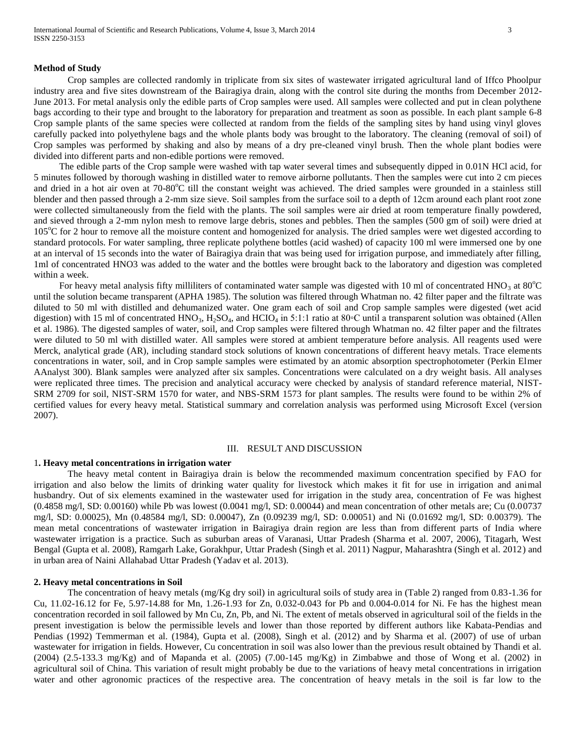**Method of Study**

Crop samples are collected randomly in triplicate from six sites of wastewater irrigated agricultural land of Iffco Phoolpur industry area and five sites downstream of the Bairagiya drain, along with the control site during the months from December 2012-June 2013. For metal analysis only the edible parts of Crop samples were used. All samples were collected and put in clean polythene bags according to their type and brought to the laboratory for preparation and treatment as soon as possible. In each plant sample 6-8 Crop sample plants of the same species were collected at random from the fields of the sampling sites by hand using vinyl gloves carefully packed into polyethylene bags and the whole plants body was brought to the laboratory. The cleaning (removal of soil) of Crop samples was performed by shaking and also by means of a dry pre-cleaned vinyl brush. Then the whole plant bodies were divided into different parts and non-edible portions were removed.

The edible parts of the Crop sample were washed with tap water several times and subsequently dipped in 0.01N HCl acid, for 5 minutes followed by thorough washing in distilled water to remove airborne pollutants. Then the samples were cut into 2 cm pieces and dried in a hot air oven at 70-80$^{o}$C till the constant weight was achieved. The dried samples were grounded in a stainless still blender and then passed through a 2-mm size sieve. Soil samples from the surface soil to a depth of 12cm around each plant root zone were collected simultaneously from the field with the plants. The soil samples were air dried at room temperature finally powdered, and sieved through a 2-mm nylon mesh to remove large debris, stones and pebbles. Then the samples (500 gm of soil) were dried at 105$^{o}$C for 2 hour to remove all the moisture content and homogenized for analysis. The dried samples were wet digested according to standard protocols. For water sampling, three replicate polythene bottles (acid washed) of capacity 100 ml were immersed one by one at an interval of 15 seconds into the water of Bairagiya drain that was being used for irrigation purpose, and immediately after filling, 1ml of concentrated HNO3 was added to the water and the bottles were brought back to the laboratory and digestion was completed within a week.

For heavy metal analysis fifty milliliters of contaminated water sample was digested with 10 ml of concentrated $HNO_3$ at 80$^{o}$C until the solution became transparent (APHA 1985). The solution was filtered through Whatman no. 42 filter paper and the filtrate was diluted to 50 ml with distilled and dehumanized water. One gram each of soil and Crop sample samples were digested (wet acid digestion) with 15 ml of concentrated $HNO_3$, $H_2SO_4$, and $HClO_4$ in 5:1:1 ratio at 80◦C until a transparent solution was obtained (Allen et al. 1986). The digested samples of water, soil, and Crop samples were filtered through Whatman no. 42 filter paper and the filtrates were diluted to 50 ml with distilled water. All samples were stored at ambient temperature before analysis. All reagents used were Merck, analytical grade (AR), including standard stock solutions of known concentrations of different heavy metals. Trace elements concentrations in water, soil, and in Crop sample samples were estimated by an atomic absorption spectrophotometer (Perkin Elmer AAnalyst 300). Blank samples were analyzed after six samples. Concentrations were calculated on a dry weight basis. All analyses were replicated three times. The precision and analytical accuracy were checked by analysis of standard reference material, NIST-SRM 2709 for soil, NIST-SRM 1570 for water, and NBS-SRM 1573 for plant samples. The results were found to be within 2% of certified values for every heavy metal. Statistical summary and correlation analysis was performed using Microsoft Excel (version 2007).

## III. RESULT AND DISCUSSION

**1. Heavy metal concentrations in irrigation water**

The heavy metal content in Bairagiya drain is below the recommended maximum concentration specified by FAO for irrigation and also below the limits of drinking water quality for livestock which makes it fit for use in irrigation and animal husbandry. Out of six elements examined in the wastewater used for irrigation in the study area, concentration of Fe was highest (0.4858 mg/l, SD: 0.00160) while Pb was lowest (0.0041 mg/l, SD: 0.00044) and mean concentration of other metals are; Cu (0.00737 mg/l, SD: 0.00025), Mn (0.48584 mg/l, SD: 0.00047), Zn (0.09239 mg/l, SD: 0.00051) and Ni (0.01692 mg/l, SD: 0.00379). The mean metal concentrations of wastewater irrigation in Bairagiya drain region are less than from different parts of India where wastewater irrigation is a practice. Such as suburban areas of Varanasi, Uttar Pradesh (Sharma et al. 2007, 2006), Titagarh, West Bengal (Gupta et al. 2008), Ramgarh Lake, Gorakhpur, Uttar Pradesh (Singh et al. 2011) Nagpur, Maharashtra (Singh et al. 2012) and in urban area of Naini Allahabad Uttar Pradesh (Yadav et al. 2013).

**2. Heavy metal concentrations in Soil**

The concentration of heavy metals (mg/Kg dry soil) in agricultural soils of study area in (Table 2) ranged from 0.83-1.36 for Cu, 11.02-16.12 for Fe, 5.97-14.88 for Mn, 1.26-1.93 for Zn, 0.032-0.043 for Pb and 0.004-0.014 for Ni. Fe has the highest mean concentration recorded in soil fallowed by Mn Cu, Zn, Pb, and Ni. The extent of metals observed in agricultural soil of the fields in the present investigation is below the permissible levels and lower than those reported by different authors like Kabata-Pendias and Pendias (1992) Temmerman et al. (1984), Gupta et al. (2008), Singh et al. (2012) and by Sharma et al. (2007) of use of urban wastewater for irrigation in fields. However, Cu concentration in soil was also lower than the previous result obtained by Thandi et al. (2004) (2.5-133.3 mg/Kg) and of Mapanda et al. (2005) (7.00-145 mg/Kg) in Zimbabwe and those of Wong et al. (2002) in agricultural soil of China. This variation of result might probably be due to the variations of heavy metal concentrations in irrigation water and other agronomic practices of the respective area. The concentration of heavy metals in the soil is far low to the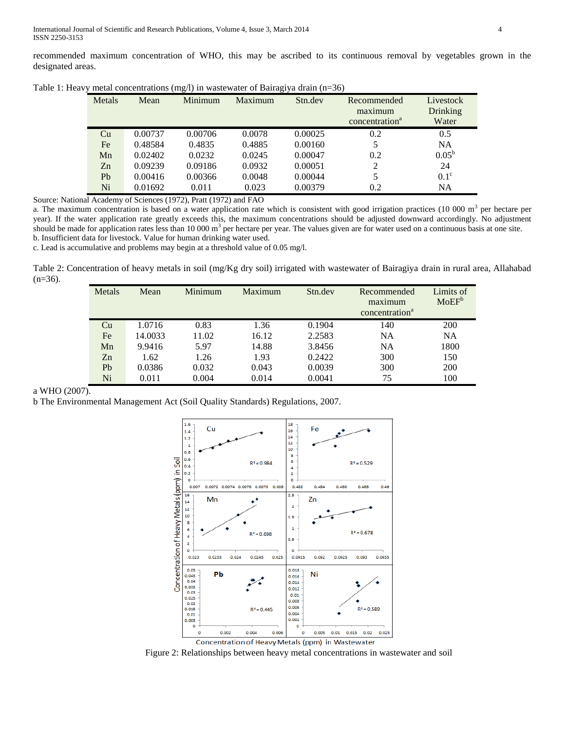recommended maximum concentration of WHO, this may be ascribed to its continuous removal by vegetables grown in the designated areas.

Table 1: Heavy metal concentrations (mg/l) in wastewater of Bairagiya drain (n=36)

| Metals | Mean | Minimum | Maximum | Stn.dev | Recommended maximum concentration[a] | Livestock Drinking Water |
|---|---|---|---|---|---|---|
| Cu | 0.00737 | 0.00706 | 0.0078 | 0.00025 | 0.2 | 0.5 |
| Fe | 0.48584 | 0.4835 | 0.4885 | 0.00160 | 5 | NA |
| Mn | 0.02402 | 0.0232 | 0.0245 | 0.00047 | 0.2 | 0.05[b] |
| Zn | 0.09239 | 0.09186 | 0.0932 | 0.00051 | 2 | 24 |
| Pb | 0.00416 | 0.00366 | 0.0048 | 0.00044 | 5 | 0.1[c] |
| Ni | 0.01692 | 0.011 | 0.023 | 0.00379 | 0.2 | NA |

Source: National Academy of Sciences (1972), Pratt (1972) and FAO

a. The maximum concentration is based on a water application rate which is consistent with good irrigation practices (10 000 $m^3$ per hectare per year). If the water application rate greatly exceeds this, the maximum concentrations should be adjusted downward accordingly. No adjustment should be made for application rates less than 10 000 $m^3$ per hectare per year. The values given are for water used on a continuous basis at one site.

b. Insufficient data for livestock. Value for human drinking water used.

c. Lead is accumulative and problems may begin at a threshold value of 0.05 mg/l.

Table 2: Concentration of heavy metals in soil (mg/Kg dry soil) irrigated with wastewater of Bairagiya drain in rural area, Allahabad (n=36).

| Metals | Mean | Minimum | Maximum | Stn.dev | Recommended maximum concentration[a] | Limits of MoEF[b] |
|---|---|---|---|---|---|---|
| Cu | 1.0716 | 0.83 | 1.36 | 0.1904 | 140 | 200 |
| Fe | 14.0033 | 11.02 | 16.12 | 2.2583 | NA | NA |
| Mn | 9.9416 | 5.97 | 14.88 | 3.8456 | NA | 1800 |
| Zn | 1.62 | 1.26 | 1.93 | 0.2422 | 300 | 150 |
| Pb | 0.0386 | 0.032 | 0.043 | 0.0039 | 300 | 200 |
| Ni | 0.011 | 0.004 | 0.014 | 0.0041 | 75 | 100 |

a WHO (2007).

b The Environmental Management Act (Soil Quality Standards) Regulations, 2007.

Figure 2: Relationships between heavy metal concentrations in wastewater and soil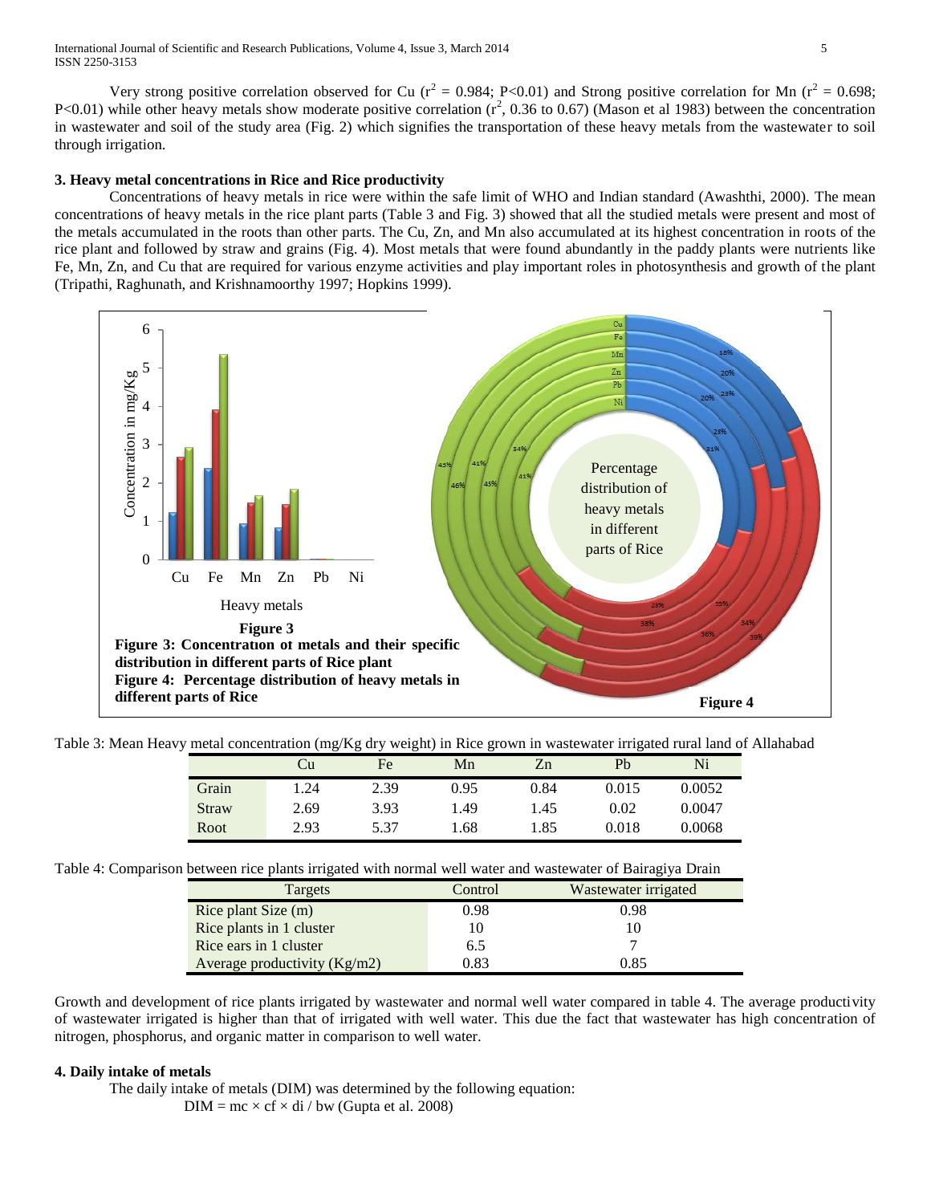Very strong positive correlation observed for Cu ($r^2$ = 0.984; P<0.01) and Strong positive correlation for Mn ($r^2$ = 0.698; P<0.01) while other heavy metals show moderate positive correlation ($r^2$, 0.36 to 0.67) (Mason et al 1983) between the concentration in wastewater and soil of the study area (Fig. 2) which signifies the transportation of these heavy metals from the wastewater to soil through irrigation.

### 3. Heavy metal concentrations in Rice and Rice productivity

Concentrations of heavy metals in rice were within the safe limit of WHO and Indian standard (Awashthi, 2000). The mean concentrations of heavy metals in the rice plant parts (Table 3 and Fig. 3) showed that all the studied metals were present and most of the metals accumulated in the roots than other parts. The Cu, Zn, and Mn also accumulated at its highest concentration in roots of the rice plant and followed by straw and grains (Fig. 4). Most metals that were found abundantly in the paddy plants were nutrients like Fe, Mn, Zn, and Cu that are required for various enzyme activities and play important roles in photosynthesis and growth of the plant (Tripathi, Raghunath, and Krishnamoorthy 1997; Hopkins 1999).

**Figure 3: Concentration of metals and their specific distribution in different parts of Rice plant**
**Figure 4: Percentage distribution of heavy metals in different parts of Rice**

Table 3: Mean Heavy metal concentration (mg/Kg dry weight) in Rice grown in wastewater irrigated rural land of Allahabad

| | Cu | Fe | Mn | Zn | Pb | Ni |
|---|---|---|---|---|---|---|
| Grain | 1.24 | 2.39 | 0.95 | 0.84 | 0.015 | 0.0052 |
| Straw | 2.69 | 3.93 | 1.49 | 1.45 | 0.02 | 0.0047 |
| Root | 2.93 | 5.37 | 1.68 | 1.85 | 0.018 | 0.0068 |

Table 4: Comparison between rice plants irrigated with normal well water and wastewater of Bairagiya Drain

| Targets | Control | Wastewater irrigated |
|---|---|---|
| Rice plant Size (m) | 0.98 | 0.98 |
| Rice plants in 1 cluster | 10 | 10 |
| Rice ears in 1 cluster | 6.5 | 7 |
| Average productivity (Kg/m2) | 0.83 | 0.85 |

Growth and development of rice plants irrigated by wastewater and normal well water compared in table 4. The average productivity of wastewater irrigated is higher than that of irrigated with well water. This due the fact that wastewater has high concentration of nitrogen, phosphorus, and organic matter in comparison to well water.

### 4. Daily intake of metals

The daily intake of metals (DIM) was determined by the following equation:

$$DIM = mc \times cf \times di / bw$$ (Gupta et al. 2008)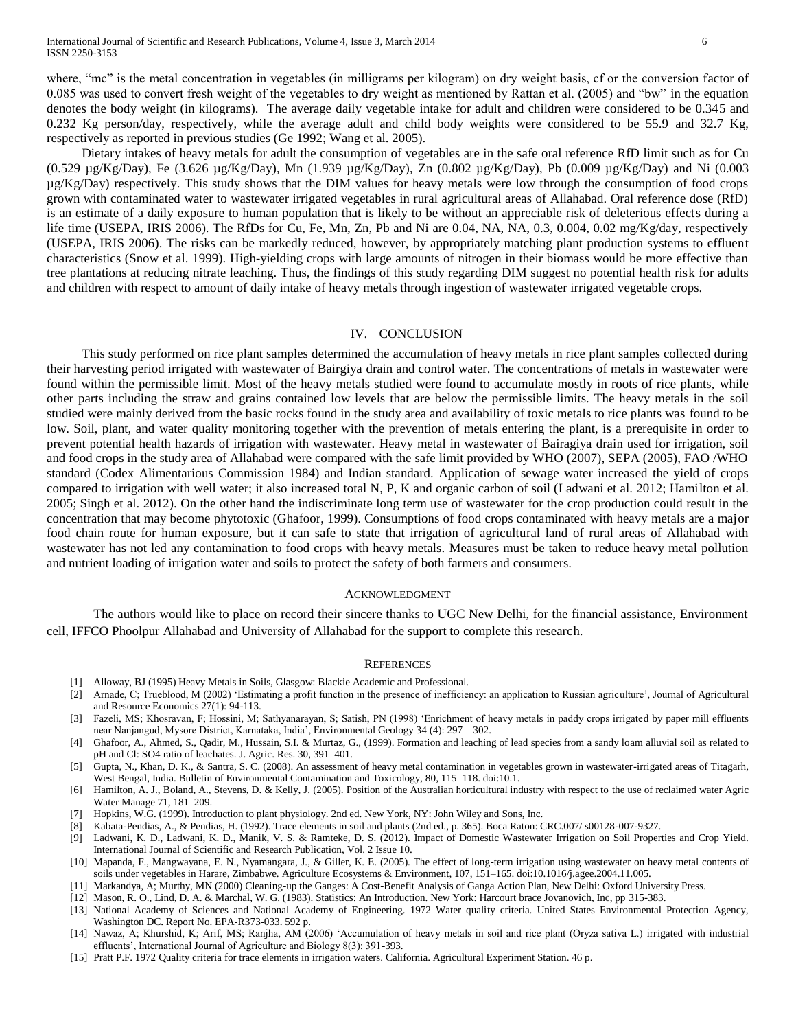where, "mc" is the metal concentration in vegetables (in milligrams per kilogram) on dry weight basis, cf or the conversion factor of 0.085 was used to convert fresh weight of the vegetables to dry weight as mentioned by Rattan et al. (2005) and "bw" in the equation denotes the body weight (in kilograms). The average daily vegetable intake for adult and children were considered to be 0.345 and 0.232 Kg person/day, respectively, while the average adult and child body weights were considered to be 55.9 and 32.7 Kg, respectively as reported in previous studies (Ge 1992; Wang et al. 2005).

Dietary intakes of heavy metals for adult the consumption of vegetables are in the safe oral reference RfD limit such as for Cu (0.529 µg/Kg/Day), Fe (3.626 µg/Kg/Day), Mn (1.939 µg/Kg/Day), Zn (0.802 µg/Kg/Day), Pb (0.009 µg/Kg/Day) and Ni (0.003 µg/Kg/Day) respectively. This study shows that the DIM values for heavy metals were low through the consumption of food crops grown with contaminated water to wastewater irrigated vegetables in rural agricultural areas of Allahabad. Oral reference dose (RfD) is an estimate of a daily exposure to human population that is likely to be without an appreciable risk of deleterious effects during a life time (USEPA, IRIS 2006). The RfDs for Cu, Fe, Mn, Zn, Pb and Ni are 0.04, NA, NA, 0.3, 0.004, 0.02 mg/Kg/day, respectively (USEPA, IRIS 2006). The risks can be markedly reduced, however, by appropriately matching plant production systems to effluent characteristics (Snow et al. 1999). High-yielding crops with large amounts of nitrogen in their biomass would be more effective than tree plantations at reducing nitrate leaching. Thus, the findings of this study regarding DIM suggest no potential health risk for adults and children with respect to amount of daily intake of heavy metals through ingestion of wastewater irrigated vegetable crops.

## IV. CONCLUSION

This study performed on rice plant samples determined the accumulation of heavy metals in rice plant samples collected during their harvesting period irrigated with wastewater of Bairgiya drain and control water. The concentrations of metals in wastewater were found within the permissible limit. Most of the heavy metals studied were found to accumulate mostly in roots of rice plants, while other parts including the straw and grains contained low levels that are below the permissible limits. The heavy metals in the soil studied were mainly derived from the basic rocks found in the study area and availability of toxic metals to rice plants was found to be low. Soil, plant, and water quality monitoring together with the prevention of metals entering the plant, is a prerequisite in order to prevent potential health hazards of irrigation with wastewater. Heavy metal in wastewater of Bairagiya drain used for irrigation, soil and food crops in the study area of Allahabad were compared with the safe limit provided by WHO (2007), SEPA (2005), FAO /WHO standard (Codex Alimentarious Commission 1984) and Indian standard. Application of sewage water increased the yield of crops compared to irrigation with well water; it also increased total N, P, K and organic carbon of soil (Ladwani et al. 2012; Hamilton et al. 2005; Singh et al. 2012). On the other hand the indiscriminate long term use of wastewater for the crop production could result in the concentration that may become phytotoxic (Ghafoor, 1999). Consumptions of food crops contaminated with heavy metals are a major food chain route for human exposure, but it can safe to state that irrigation of agricultural land of rural areas of Allahabad with wastewater has not led any contamination to food crops with heavy metals. Measures must be taken to reduce heavy metal pollution and nutrient loading of irrigation water and soils to protect the safety of both farmers and consumers.

## ACKNOWLEDGMENT

The authors would like to place on record their sincere thanks to UGC New Delhi, for the financial assistance, Environment cell, IFFCO Phoolpur Allahabad and University of Allahabad for the support to complete this research.

## REFERENCES

[1] Alloway, BJ (1995) Heavy Metals in Soils, Glasgow: Blackie Academic and Professional.

[2] Arnade, C; Trueblood, M (2002) 'Estimating a profit function in the presence of inefficiency: an application to Russian agriculture', Journal of Agricultural and Resource Economics 27(1): 94-113.

[3] Fazeli, MS; Khosravan, F; Hossini, M; Sathyanarayan, S; Satish, PN (1998) 'Enrichment of heavy metals in paddy crops irrigated by paper mill effluents near Nanjangud, Mysore District, Karnataka, India', Environmental Geology 34 (4): 297 – 302.

[4] Ghafoor, A., Ahmed, S., Qadir, M., Hussain, S.I. & Murtaz, G., (1999). Formation and leaching of lead species from a sandy loam alluvial soil as related to pH and Cl: SO4 ratio of leachates. J. Agric. Res. 30, 391–401.

[5] Gupta, N., Khan, D. K., & Santra, S. C. (2008). An assessment of heavy metal contamination in vegetables grown in wastewater-irrigated areas of Titagarh, West Bengal, India. Bulletin of Environmental Contamination and Toxicology, 80, 115–118. doi:10.1.

[6] Hamilton, A. J., Boland, A., Stevens, D. & Kelly, J. (2005). Position of the Australian horticultural industry with respect to the use of reclaimed water Agric Water Manage 71, 181–209.

[7] Hopkins, W.G. (1999). Introduction to plant physiology. 2nd ed. New York, NY: John Wiley and Sons, Inc.

[8] Kabata-Pendias, A., & Pendias, H. (1992). Trace elements in soil and plants (2nd ed., p. 365). Boca Raton: CRC.007/ s00128-007-9327.

[9] Ladwani, K. D., Ladwani, K. D., Manik, V. S. & Ramteke, D. S. (2012). Impact of Domestic Wastewater Irrigation on Soil Properties and Crop Yield. International Journal of Scientific and Research Publication, Vol. 2 Issue 10.

[10] Mapanda, F., Mangwayana, E. N., Nyamangara, J., & Giller, K. E. (2005). The effect of long-term irrigation using wastewater on heavy metal contents of soils under vegetables in Harare, Zimbabwe. Agriculture Ecosystems & Environment, 107, 151–165. doi:10.1016/j.agee.2004.11.005.

[11] Markandya, A; Murthy, MN (2000) Cleaning-up the Ganges: A Cost-Benefit Analysis of Ganga Action Plan, New Delhi: Oxford University Press.

[12] Mason, R. O., Lind, D. A. & Marchal, W. G. (1983). Statistics: An Introduction. New York: Harcourt brace Jovanovich, Inc, pp 315-383.

[13] National Academy of Sciences and National Academy of Engineering. 1972 Water quality criteria. United States Environmental Protection Agency, Washington DC. Report No. EPA-R373-033. 592 p.

[14] Nawaz, A; Khurshid, K; Arif, MS; Ranjha, AM (2006) 'Accumulation of heavy metals in soil and rice plant (Oryza sativa L.) irrigated with industrial effluents', International Journal of Agriculture and Biology 8(3): 391-393.

[15] Pratt P.F. 1972 Quality criteria for trace elements in irrigation waters. California. Agricultural Experiment Station. 46 p.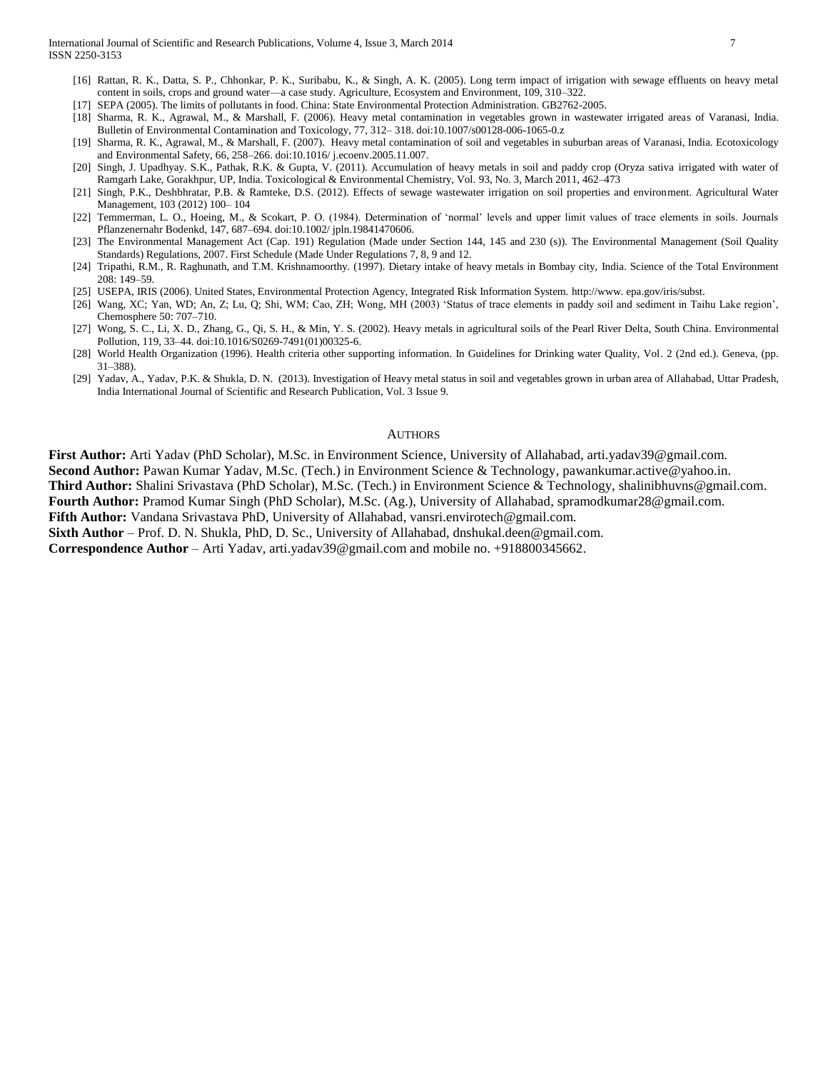[16] Rattan, R. K., Datta, S. P., Chhonkar, P. K., Suribabu, K., & Singh, A. K. (2005). Long term impact of irrigation with sewage effluents on heavy metal content in soils, crops and ground water—a case study. Agriculture, Ecosystem and Environment, 109, 310–322.

[17] SEPA (2005). The limits of pollutants in food. China: State Environmental Protection Administration. GB2762-2005.

[18] Sharma, R. K., Agrawal, M., & Marshall, F. (2006). Heavy metal contamination in vegetables grown in wastewater irrigated areas of Varanasi, India. Bulletin of Environmental Contamination and Toxicology, 77, 312– 318. doi:10.1007/s00128-006-1065-0.z

[19] Sharma, R. K., Agrawal, M., & Marshall, F. (2007). Heavy metal contamination of soil and vegetables in suburban areas of Varanasi, India. Ecotoxicology and Environmental Safety, 66, 258–266. doi:10.1016/ j.ecoenv.2005.11.007.

[20] Singh, J. Upadhyay. S.K., Pathak, R.K. & Gupta, V. (2011). Accumulation of heavy metals in soil and paddy crop (Oryza sativa irrigated with water of Ramgarh Lake, Gorakhpur, UP, India. Toxicological & Environmental Chemistry, Vol. 93, No. 3, March 2011, 462–473

[21] Singh, P.K., Deshbhratar, P.B. & Ramteke, D.S. (2012). Effects of sewage wastewater irrigation on soil properties and environment. Agricultural Water Management, 103 (2012) 100– 104

[22] Temmerman, L. O., Hoeing, M., & Scokart, P. O. (1984). Determination of 'normal' levels and upper limit values of trace elements in soils. Journals Pflanzenernahr Bodenkd, 147, 687–694. doi:10.1002/ jpln.19841470606.

[23] The Environmental Management Act (Cap. 191) Regulation (Made under Section 144, 145 and 230 (s)). The Environmental Management (Soil Quality Standards) Regulations, 2007. First Schedule (Made Under Regulations 7, 8, 9 and 12.

[24] Tripathi, R.M., R. Raghunath, and T.M. Krishnamoorthy. (1997). Dietary intake of heavy metals in Bombay city, India. Science of the Total Environment 208: 149–59.

[25] USEPA, IRIS (2006). United States, Environmental Protection Agency, Integrated Risk Information System. http://www. epa.gov/iris/subst.

[26] Wang, XC; Yan, WD; An, Z; Lu, Q; Shi, WM; Cao, ZH; Wong, MH (2003) 'Status of trace elements in paddy soil and sediment in Taihu Lake region', Chemosphere 50: 707–710.

[27] Wong, S. C., Li, X. D., Zhang, G., Qi, S. H., & Min, Y. S. (2002). Heavy metals in agricultural soils of the Pearl River Delta, South China. Environmental Pollution, 119, 33–44. doi:10.1016/S0269-7491(01)00325-6.

[28] World Health Organization (1996). Health criteria other supporting information. In Guidelines for Drinking water Quality, Vol. 2 (2nd ed.). Geneva, (pp. 31–388).

[29] Yadav, A., Yadav, P.K. & Shukla, D. N. (2013). Investigation of Heavy metal status in soil and vegetables grown in urban area of Allahabad, Uttar Pradesh, India International Journal of Scientific and Research Publication, Vol. 3 Issue 9.

## AUTHORS

**First Author:** Arti Yadav (PhD Scholar), M.Sc. in Environment Science, University of Allahabad, arti.yadav39@gmail.com.

**Second Author:** Pawan Kumar Yadav, M.Sc. (Tech.) in Environment Science & Technology, pawankumar.active@yahoo.in.

**Third Author:** Shalini Srivastava (PhD Scholar), M.Sc. (Tech.) in Environment Science & Technology, shalinibhuvns@gmail.com.

**Fourth Author:** Pramod Kumar Singh (PhD Scholar), M.Sc. (Ag.), University of Allahabad, spramodkumar28@gmail.com.

**Fifth Author:** Vandana Srivastava PhD, University of Allahabad, vansri.envirotech@gmail.com.

**Sixth Author** – Prof. D. N. Shukla, PhD, D. Sc., University of Allahabad, dnshukal.deen@gmail.com.

**Correspondence Author** – Arti Yadav, arti.yadav39@gmail.com and mobile no. +918800345662.